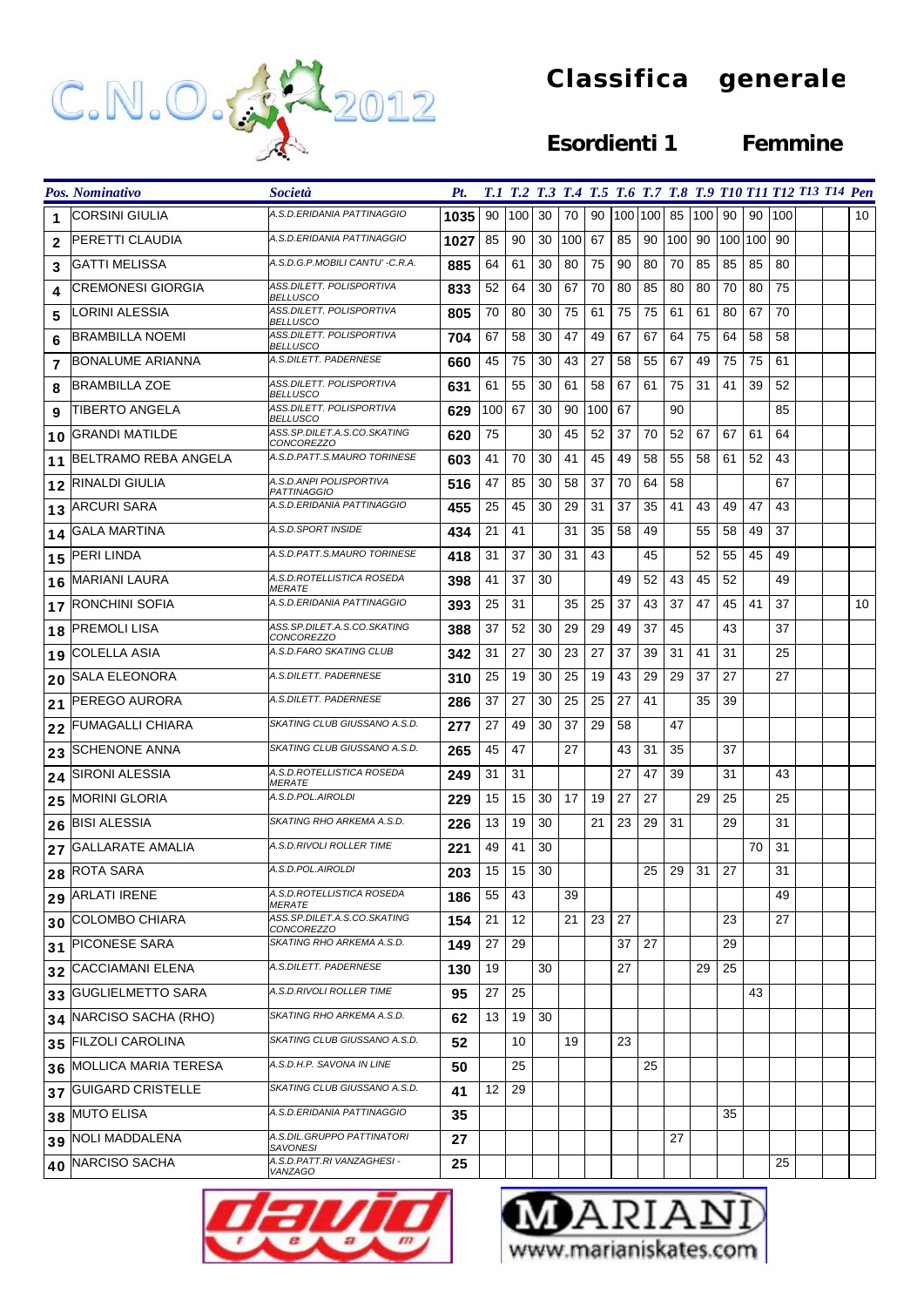# C.N.O. 2012

## Classifica generale

### Esordienti 1 Femmine

| Pos. | Nominativo | Società | Pt. | T.1 | T.2 | T.3 | T.4 | T.5 | T.6 | T.7 | T.8 | T.9 | T10 | T11 | T12 | T13 | T14 | Pen |
|---|---|---|---|---|---|---|---|---|---|---|---|---|---|---|---|---|---|---|
| 1 | CORSINI GIULIA | A.S.D.ERIDANIA PATTINAGGIO | 1035 | 90 | 100 | 30 | 70 | 90 | 100 | 100 | 85 | 100 | 90 | 90 | 100 | | | 10 |
| 2 | PERETTI CLAUDIA | A.S.D.ERIDANIA PATTINAGGIO | 1027 | 85 | 90 | 30 | 100 | 67 | 85 | 90 | 100 | 90 | 100 | 100 | 90 | | | |
| 3 | GATTI MELISSA | A.S.D.G.P.MOBILI CANTU' -C.R.A. | 885 | 64 | 61 | 30 | 80 | 75 | 90 | 80 | 70 | 85 | 85 | 85 | 80 | | | |
| 4 | CREMONESI GIORGIA | ASS.DILETT. POLISPORTIVA BELLUSCO | 833 | 52 | 64 | 30 | 67 | 70 | 80 | 85 | 80 | 80 | 70 | 80 | 75 | | | |
| 5 | LORINI ALESSIA | ASS.DILETT. POLISPORTIVA BELLUSCO | 805 | 70 | 80 | 30 | 75 | 61 | 75 | 75 | 61 | 61 | 80 | 67 | 70 | | | |
| 6 | BRAMBILLA NOEMI | ASS.DILETT. POLISPORTIVA BELLUSCO | 704 | 67 | 58 | 30 | 47 | 49 | 67 | 67 | 64 | 75 | 64 | 58 | 58 | | | |
| 7 | BONALUME ARIANNA | A.S.DILETT. PADERNESE | 660 | 45 | 75 | 30 | 43 | 27 | 58 | 55 | 67 | 49 | 75 | 75 | 61 | | | |
| 8 | BRAMBILLA ZOE | ASS.DILETT. POLISPORTIVA BELLUSCO | 631 | 61 | 55 | 30 | 61 | 58 | 67 | 61 | 75 | 31 | 41 | 39 | 52 | | | |
| 9 | TIBERTO ANGELA | ASS.DILETT. POLISPORTIVA BELLUSCO | 629 | 100 | 67 | 30 | 90 | 100 | 67 | | 90 | | | | 85 | | | |
| 10 | GRANDI MATILDE | ASS.SP.DILET.A.S.CO.SKATING CONCOREZZO | 620 | 75 | | 30 | 45 | 52 | 37 | 70 | 52 | 67 | 67 | 61 | 64 | | | |
| 11 | BELTRAMO REBA ANGELA | A.S.D.PATT.S.MAURO TORINESE | 603 | 41 | 70 | 30 | 41 | 45 | 49 | 58 | 55 | 58 | 61 | 52 | 43 | | | |
| 12 | RINALDI GIULIA | A.S.D.ANPI POLISPORTIVA PATTINAGGIO | 516 | 47 | 85 | 30 | 58 | 37 | 70 | 64 | 58 | | | | 67 | | | |
| 13 | ARCURI SARA | A.S.D.ERIDANIA PATTINAGGIO | 455 | 25 | 45 | 30 | 29 | 31 | 37 | 35 | 41 | 43 | 49 | 47 | 43 | | | |
| 14 | GALA MARTINA | A.S.D.SPORT INSIDE | 434 | 21 | 41 | | 31 | 35 | 58 | 49 | | 55 | 58 | 49 | 37 | | | |
| 15 | PERI LINDA | A.S.D.PATT.S.MAURO TORINESE | 418 | 31 | 37 | 30 | 31 | 43 | | 45 | | 52 | 55 | 45 | 49 | | | |
| 16 | MARIANI LAURA | A.S.D.ROTELLISTICA ROSEDA MERATE | 398 | 41 | 37 | 30 | | | 49 | 52 | 43 | 45 | 52 | | 49 | | | |
| 17 | RONCHINI SOFIA | A.S.D.ERIDANIA PATTINAGGIO | 393 | 25 | 31 | | 35 | 25 | 37 | 43 | 37 | 47 | 45 | 41 | 37 | | | 10 |
| 18 | PREMOLI LISA | ASS.SP.DILET.A.S.CO.SKATING CONCOREZZO | 388 | 37 | 52 | 30 | 29 | 29 | 49 | 37 | 45 | | 43 | | 37 | | | |
| 19 | COLELLA ASIA | A.S.D.FARO SKATING CLUB | 342 | 31 | 27 | 30 | 23 | 27 | 37 | 39 | 31 | 41 | 31 | | 25 | | | |
| 20 | SALA ELEONORA | A.S.DILETT. PADERNESE | 310 | 25 | 19 | 30 | 25 | 19 | 43 | 29 | 29 | 37 | 27 | | 27 | | | |
| 21 | PEREGO AURORA | A.S.DILETT. PADERNESE | 286 | 37 | 27 | 30 | 25 | 25 | 27 | 41 | | 35 | 39 | | | | | |
| 22 | FUMAGALLI CHIARA | SKATING CLUB GIUSSANO A.S.D. | 277 | 27 | 49 | 30 | 37 | 29 | 58 | | 47 | | | | | | | |
| 23 | SCHENONE ANNA | SKATING CLUB GIUSSANO A.S.D. | 265 | 45 | 47 | | 27 | | 43 | 31 | 35 | | 37 | | | | | |
| 24 | SIRONI ALESSIA | A.S.D.ROTELLISTICA ROSEDA MERATE | 249 | 31 | 31 | | | | 27 | 47 | 39 | | 31 | | 43 | | | |
| 25 | MORINI GLORIA | A.S.D.POL.AIROLDI | 229 | 15 | 15 | 30 | 17 | 19 | 27 | 27 | | 29 | 25 | | 25 | | | |
| 26 | BISI ALESSIA | SKATING RHO ARKEMA A.S.D. | 226 | 13 | 19 | 30 | | 21 | 23 | 29 | 31 | | 29 | | 31 | | | |
| 27 | GALLARATE AMALIA | A.S.D.RIVOLI ROLLER TIME | 221 | 49 | 41 | 30 | | | | | | | | 70 | 31 | | | |
| 28 | ROTA SARA | A.S.D.POL.AIROLDI | 203 | 15 | 15 | 30 | | | | 25 | 29 | 31 | 27 | | 31 | | | |
| 29 | ARLATI IRENE | A.S.D.ROTELLISTICA ROSEDA MERATE | 186 | 55 | 43 | | 39 | | | | | | | | 49 | | | |
| 30 | COLOMBO CHIARA | ASS.SP.DILET.A.S.CO.SKATING CONCOREZZO | 154 | 21 | 12 | | 21 | 23 | 27 | | | | 23 | | 27 | | | |
| 31 | PICONESE SARA | SKATING RHO ARKEMA A.S.D. | 149 | 27 | 29 | | | | 37 | 27 | | | 29 | | | | | |
| 32 | CACCIAMANI ELENA | A.S.DILETT. PADERNESE | 130 | 19 | | 30 | | | 27 | | | 29 | 25 | | | | | |
| 33 | GUGLIELMETTO SARA | A.S.D.RIVOLI ROLLER TIME | 95 | 27 | 25 | | | | | | | | | 43 | | | | |
| 34 | NARCISO SACHA (RHO) | SKATING RHO ARKEMA A.S.D. | 62 | 13 | 19 | 30 | | | | | | | | | | | | |
| 35 | FILZOLI CAROLINA | SKATING CLUB GIUSSANO A.S.D. | 52 | | 10 | | 19 | | 23 | | | | | | | | | |
| 36 | MOLLICA MARIA TERESA | A.S.D.H.P. SAVONA IN LINE | 50 | | 25 | | | | | 25 | | | | | | | | |
| 37 | GUIGARD CRISTELLE | SKATING CLUB GIUSSANO A.S.D. | 41 | 12 | 29 | | | | | | | | | | | | | |
| 38 | MUTO ELISA | A.S.D.ERIDANIA PATTINAGGIO | 35 | | | | | | | | | | 35 | | | | | |
| 39 | NOLI MADDALENA | A.S.DIL.GRUPPO PATTINATORI SAVONESI | 27 | | | | | | | | 27 | | | | | | | |
| 40 | NARCISO SACHA | A.S.D.PATT.RI VANZAGHESI - VANZAGO | 25 | | | | | | | | | | | | 25 | | | |

david

MARIANI www.marianiskates.com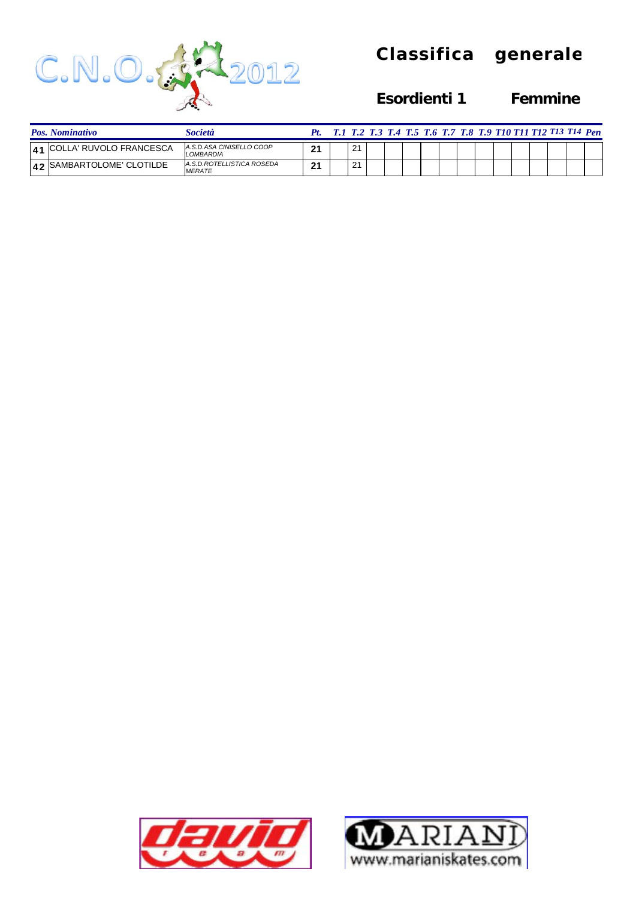# Classifica generale

## Esordienti 1 Femmine

| Pos. | Nominativo | Società | Pt. | T.1 | T.2 | T.3 | T.4 | T.5 | T.6 | T.7 | T.8 | T.9 | T10 | T11 | T12 | T13 | T14 | Pen |
|---|---|---|---|---|---|---|---|---|---|---|---|---|---|---|---|---|---|---|
| 41 | COLLA' RUVOLO FRANCESCA | A.S.D.ASA CINISELLO COOP LOMBARDIA | 21 | | 21 | | | | | | | | | | | | | |
| 42 | SAMBARTOLOME' CLOTILDE | A.S.D.ROTELLISTICA ROSEDA MERATE | 21 | | 21 | | | | | | | | | | | | | |